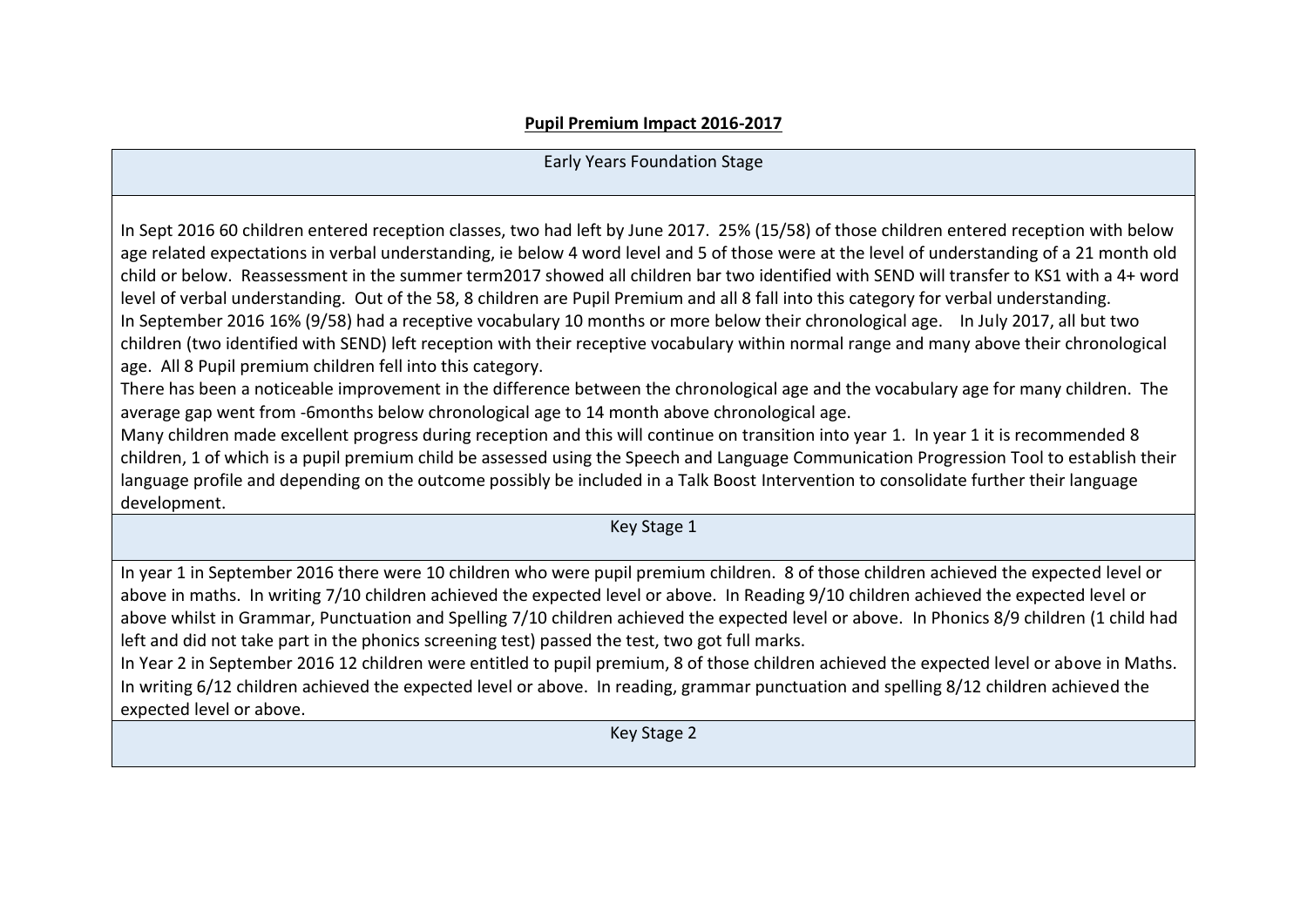## Pupil Premium Impact 2016-2017

### Early Years Foundation Stage

In Sept 2016 60 children entered reception classes, two had left by June 2017. 25% (15/58) of those children entered reception with below age related expectations in verbal understanding, ie below 4 word level and 5 of those were at the level of understanding of a 21 month old child or below. Reassessment in the summer term2017 showed all children bar two identified with SEND will transfer to KS1 with a 4+ word level of verbal understanding. Out of the 58, 8 children are Pupil Premium and all 8 fall into this category for verbal understanding.
In September 2016 16% (9/58) had a receptive vocabulary 10 months or more below their chronological age. In July 2017, all but two children (two identified with SEND) left reception with their receptive vocabulary within normal range and many above their chronological age. All 8 Pupil premium children fell into this category.
There has been a noticeable improvement in the difference between the chronological age and the vocabulary age for many children. The average gap went from -6months below chronological age to 14 month above chronological age.
Many children made excellent progress during reception and this will continue on transition into year 1. In year 1 it is recommended 8 children, 1 of which is a pupil premium child be assessed using the Speech and Language Communication Progression Tool to establish their language profile and depending on the outcome possibly be included in a Talk Boost Intervention to consolidate further their language development.

### Key Stage 1

In year 1 in September 2016 there were 10 children who were pupil premium children. 8 of those children achieved the expected level or above in maths. In writing 7/10 children achieved the expected level or above. In Reading 9/10 children achieved the expected level or above whilst in Grammar, Punctuation and Spelling 7/10 children achieved the expected level or above. In Phonics 8/9 children (1 child had left and did not take part in the phonics screening test) passed the test, two got full marks.
In Year 2 in September 2016 12 children were entitled to pupil premium, 8 of those children achieved the expected level or above in Maths. In writing 6/12 children achieved the expected level or above. In reading, grammar punctuation and spelling 8/12 children achieved the expected level or above.

### Key Stage 2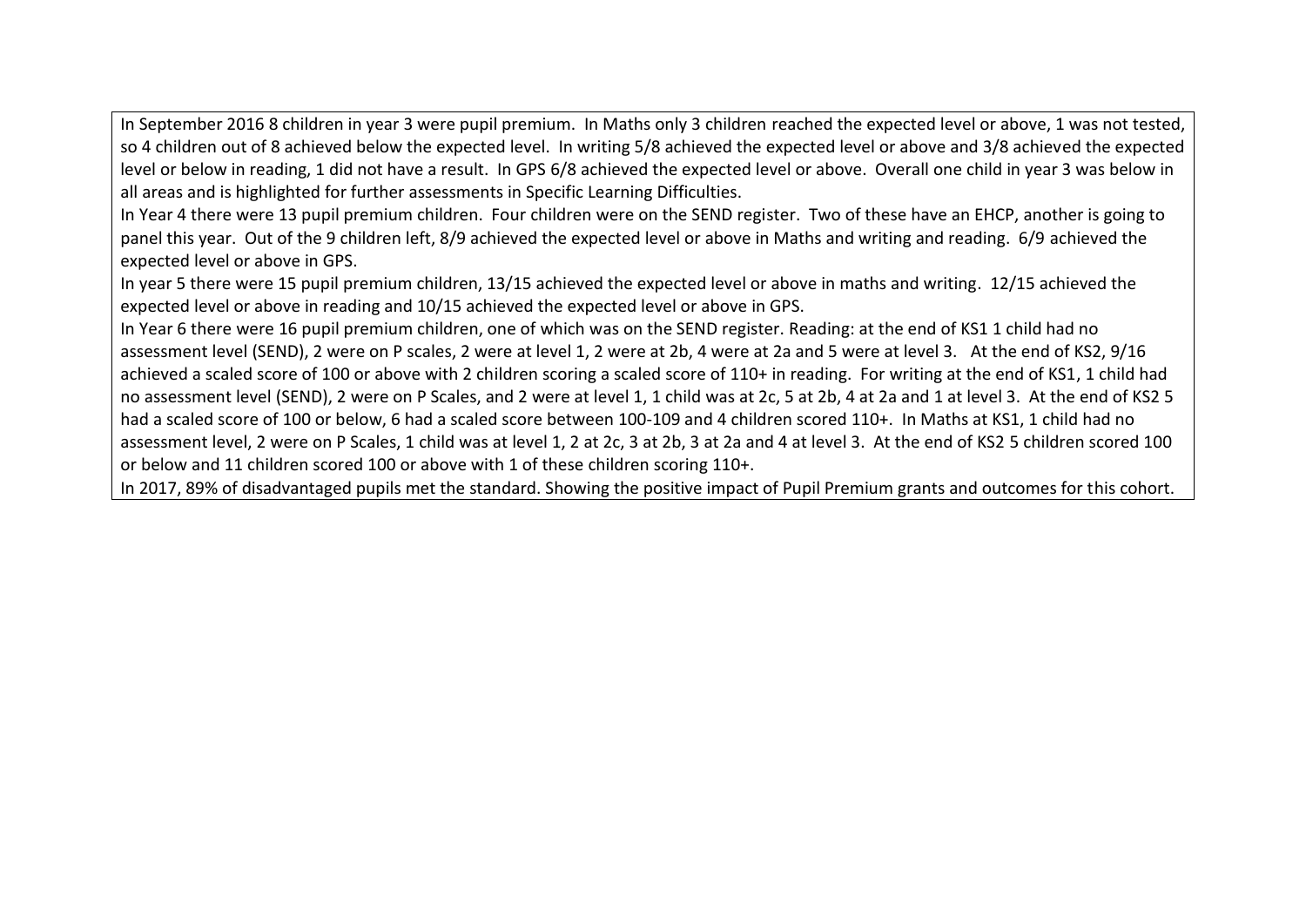| |
|---|
| In September 2016 8 children in year 3 were pupil premium. In Maths only 3 children reached the expected level or above, 1 was not tested, so 4 children out of 8 achieved below the expected level. In writing 5/8 achieved the expected level or above and 3/8 achieved the expected level or below in reading, 1 did not have a result. In GPS 6/8 achieved the expected level or above. Overall one child in year 3 was below in all areas and is highlighted for further assessments in Specific Learning Difficulties.<br>In Year 4 there were 13 pupil premium children. Four children were on the SEND register. Two of these have an EHCP, another is going to panel this year. Out of the 9 children left, 8/9 achieved the expected level or above in Maths and writing and reading. 6/9 achieved the expected level or above in GPS.<br>In year 5 there were 15 pupil premium children, 13/15 achieved the expected level or above in maths and writing. 12/15 achieved the expected level or above in reading and 10/15 achieved the expected level or above in GPS.<br>In Year 6 there were 16 pupil premium children, one of which was on the SEND register. Reading: at the end of KS1 1 child had no assessment level (SEND), 2 were on P scales, 2 were at level 1, 2 were at 2b, 4 were at 2a and 5 were at level 3. At the end of KS2, 9/16 achieved a scaled score of 100 or above with 2 children scoring a scaled score of 110+ in reading. For writing at the end of KS1, 1 child had no assessment level (SEND), 2 were on P Scales, and 2 were at level 1, 1 child was at 2c, 5 at 2b, 4 at 2a and 1 at level 3. At the end of KS2 5 had a scaled score of 100 or below, 6 had a scaled score between 100-109 and 4 children scored 110+. In Maths at KS1, 1 child had no assessment level, 2 were on P Scales, 1 child was at level 1, 2 at 2c, 3 at 2b, 3 at 2a and 4 at level 3. At the end of KS2 5 children scored 100 or below and 11 children scored 100 or above with 1 of these children scoring 110+.<br>In 2017, 89% of disadvantaged pupils met the standard. Showing the positive impact of Pupil Premium grants and outcomes for this cohort. |